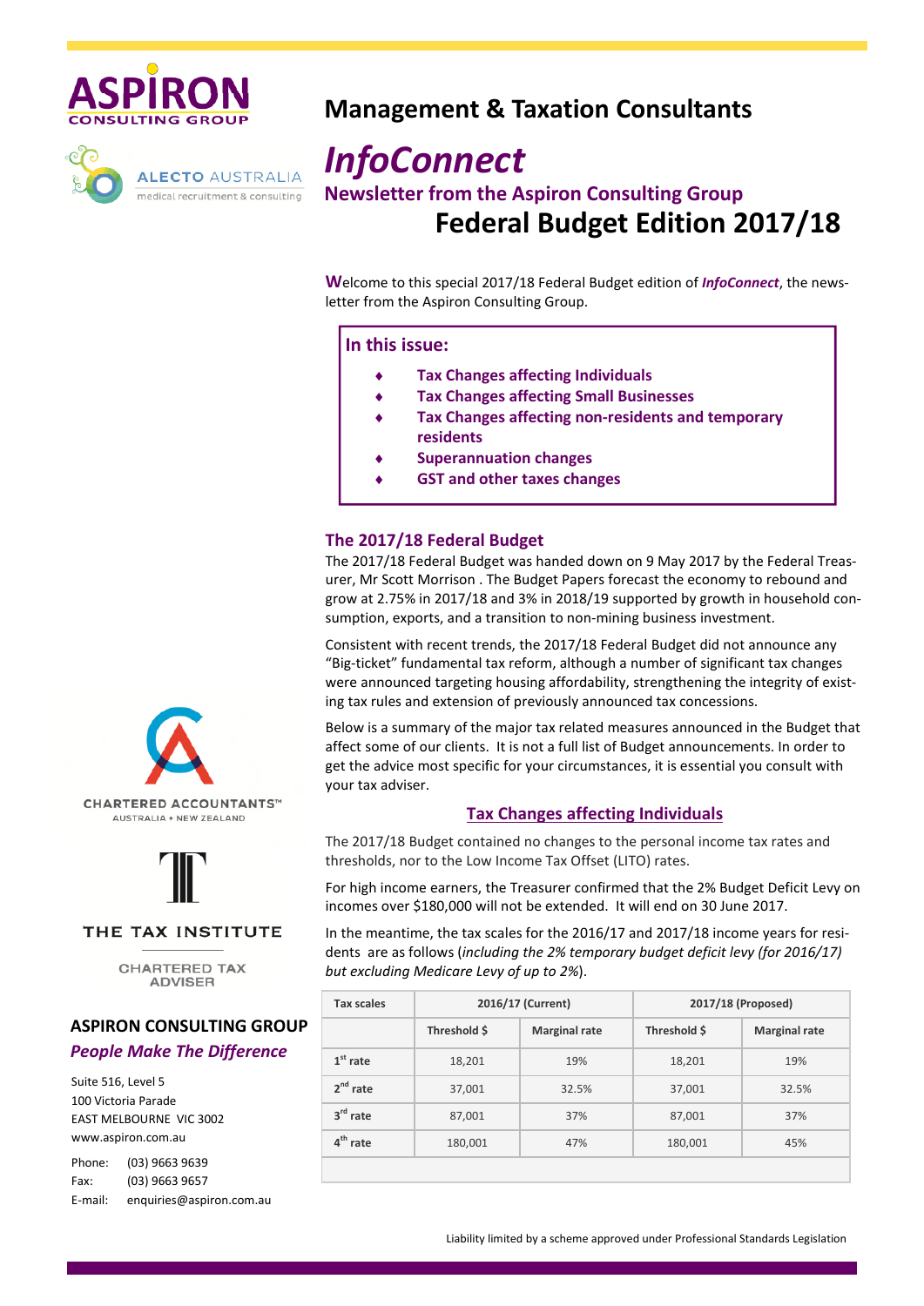ASPIRON CONSULTING GROUP

ALECTO AUSTRALIA
medical recruitment & consulting

# Management & Taxation Consultants

# *InfoConnect*

## Newsletter from the Aspiron Consulting Group

## Federal Budget Edition 2017/18

Welcome to this special 2017/18 Federal Budget edition of ***InfoConnect***, the newsletter from the Aspiron Consulting Group.

**In this issue:**

- **Tax Changes affecting Individuals**
- **Tax Changes affecting Small Businesses**
- **Tax Changes affecting non-residents and temporary residents**
- **Superannuation changes**
- **GST and other taxes changes**

### The 2017/18 Federal Budget

The 2017/18 Federal Budget was handed down on 9 May 2017 by the Federal Treasurer, Mr Scott Morrison . The Budget Papers forecast the economy to rebound and grow at 2.75% in 2017/18 and 3% in 2018/19 supported by growth in household consumption, exports, and a transition to non-mining business investment.

Consistent with recent trends, the 2017/18 Federal Budget did not announce any "Big-ticket" fundamental tax reform, although a number of significant tax changes were announced targeting housing affordability, strengthening the integrity of existing tax rules and extension of previously announced tax concessions.

Below is a summary of the major tax related measures announced in the Budget that affect some of our clients. It is not a full list of Budget announcements. In order to get the advice most specific for your circumstances, it is essential you consult with your tax adviser.

### Tax Changes affecting Individuals

The 2017/18 Budget contained no changes to the personal income tax rates and thresholds, nor to the Low Income Tax Offset (LITO) rates.

For high income earners, the Treasurer confirmed that the 2% Budget Deficit Levy on incomes over $180,000 will not be extended. It will end on 30 June 2017.

In the meantime, the tax scales for the 2016/17 and 2017/18 income years for residents are as follows (*including the 2% temporary budget deficit levy (for 2016/17) but excluding Medicare Levy of up to 2%*).

| Tax scales | 2016/17 (Current) | | 2017/18 (Proposed) | |
|---|---|---|---|---|
| | Threshold $ | Marginal rate | Threshold $ | Marginal rate |
| 1st rate | 18,201 | 19% | 18,201 | 19% |
| 2nd rate | 37,001 | 32.5% | 37,001 | 32.5% |
| 3rd rate | 87,001 | 37% | 87,001 | 37% |
| 4th rate | 180,001 | 47% | 180,001 | 45% |

CHARTERED ACCOUNTANTS™
AUSTRALIA + NEW ZEALAND

THE TAX INSTITUTE
CHARTERED TAX ADVISER

**ASPIRON CONSULTING GROUP**
***People Make The Difference***

Suite 516, Level 5
100 Victoria Parade
EAST MELBOURNE VIC 3002
www.aspiron.com.au

Phone: (03) 9663 9639
Fax: (03) 9663 9657
E-mail: enquiries@aspiron.com.au

Liability limited by a scheme approved under Professional Standards Legislation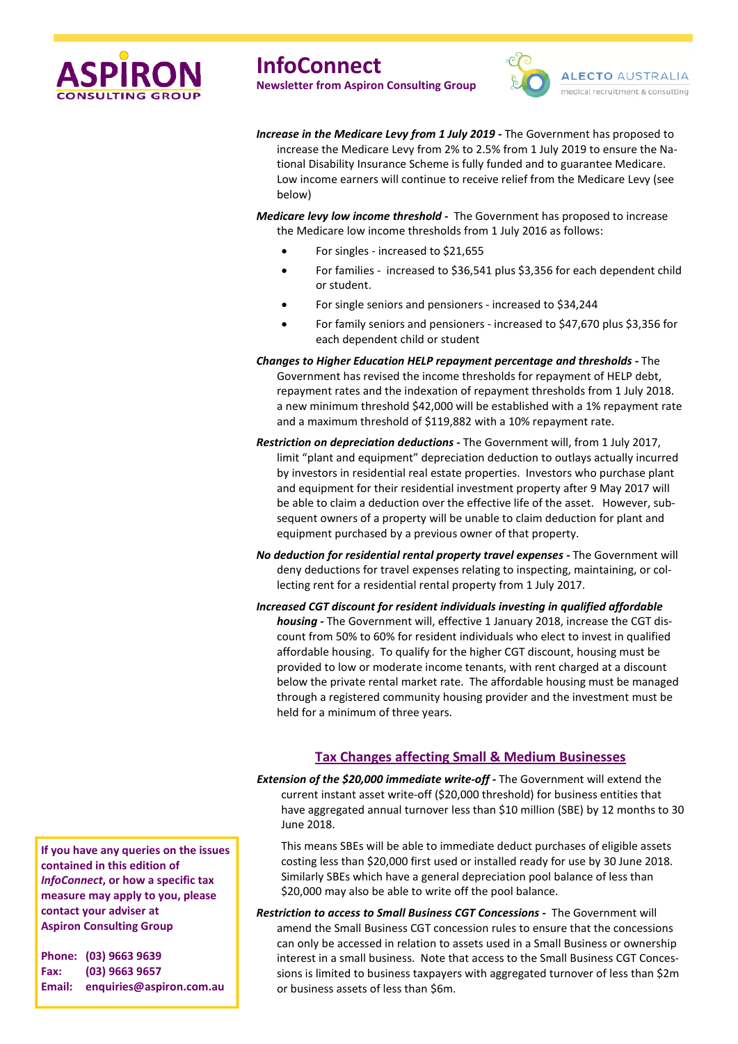***Increase in the Medicare Levy from 1 July 2019 -*** The Government has proposed to increase the Medicare Levy from 2% to 2.5% from 1 July 2019 to ensure the National Disability Insurance Scheme is fully funded and to guarantee Medicare. Low income earners will continue to receive relief from the Medicare Levy (see below)

***Medicare levy low income threshold -*** The Government has proposed to increase the Medicare low income thresholds from 1 July 2016 as follows:

- For singles - increased to $21,655
- For families - increased to $36,541 plus $3,356 for each dependent child or student.
- For single seniors and pensioners - increased to $34,244
- For family seniors and pensioners - increased to $47,670 plus $3,356 for each dependent child or student

***Changes to Higher Education HELP repayment percentage and thresholds -*** The Government has revised the income thresholds for repayment of HELP debt, repayment rates and the indexation of repayment thresholds from 1 July 2018. a new minimum threshold $42,000 will be established with a 1% repayment rate and a maximum threshold of $119,882 with a 10% repayment rate.

***Restriction on depreciation deductions -*** The Government will, from 1 July 2017, limit "plant and equipment" depreciation deduction to outlays actually incurred by investors in residential real estate properties. Investors who purchase plant and equipment for their residential investment property after 9 May 2017 will be able to claim a deduction over the effective life of the asset. However, subsequent owners of a property will be unable to claim deduction for plant and equipment purchased by a previous owner of that property.

***No deduction for residential rental property travel expenses -*** The Government will deny deductions for travel expenses relating to inspecting, maintaining, or collecting rent for a residential rental property from 1 July 2017.

***Increased CGT discount for resident individuals investing in qualified affordable housing -*** The Government will, effective 1 January 2018, increase the CGT discount from 50% to 60% for resident individuals who elect to invest in qualified affordable housing. To qualify for the higher CGT discount, housing must be provided to low or moderate income tenants, with rent charged at a discount below the private rental market rate. The affordable housing must be managed through a registered community housing provider and the investment must be held for a minimum of three years.

## Tax Changes affecting Small & Medium Businesses

***Extension of the $20,000 immediate write-off -*** The Government will extend the current instant asset write-off ($20,000 threshold) for business entities that have aggregated annual turnover less than $10 million (SBE) by 12 months to 30 June 2018.

This means SBEs will be able to immediate deduct purchases of eligible assets costing less than $20,000 first used or installed ready for use by 30 June 2018. Similarly SBEs which have a general depreciation pool balance of less than $20,000 may also be able to write off the pool balance.

***Restriction to access to Small Business CGT Concessions -*** The Government will amend the Small Business CGT concession rules to ensure that the concessions can only be accessed in relation to assets used in a Small Business or ownership interest in a small business. Note that access to the Small Business CGT Concessions is limited to business taxpayers with aggregated turnover of less than $2m or business assets of less than $6m.

**If you have any queries on the issues contained in this edition of *InfoConnect*, or how a specific tax measure may apply to you, please contact your adviser at Aspiron Consulting Group**

**Phone: (03) 9663 9639**
**Fax: (03) 9663 9657**
**Email: enquiries@aspiron.com.au**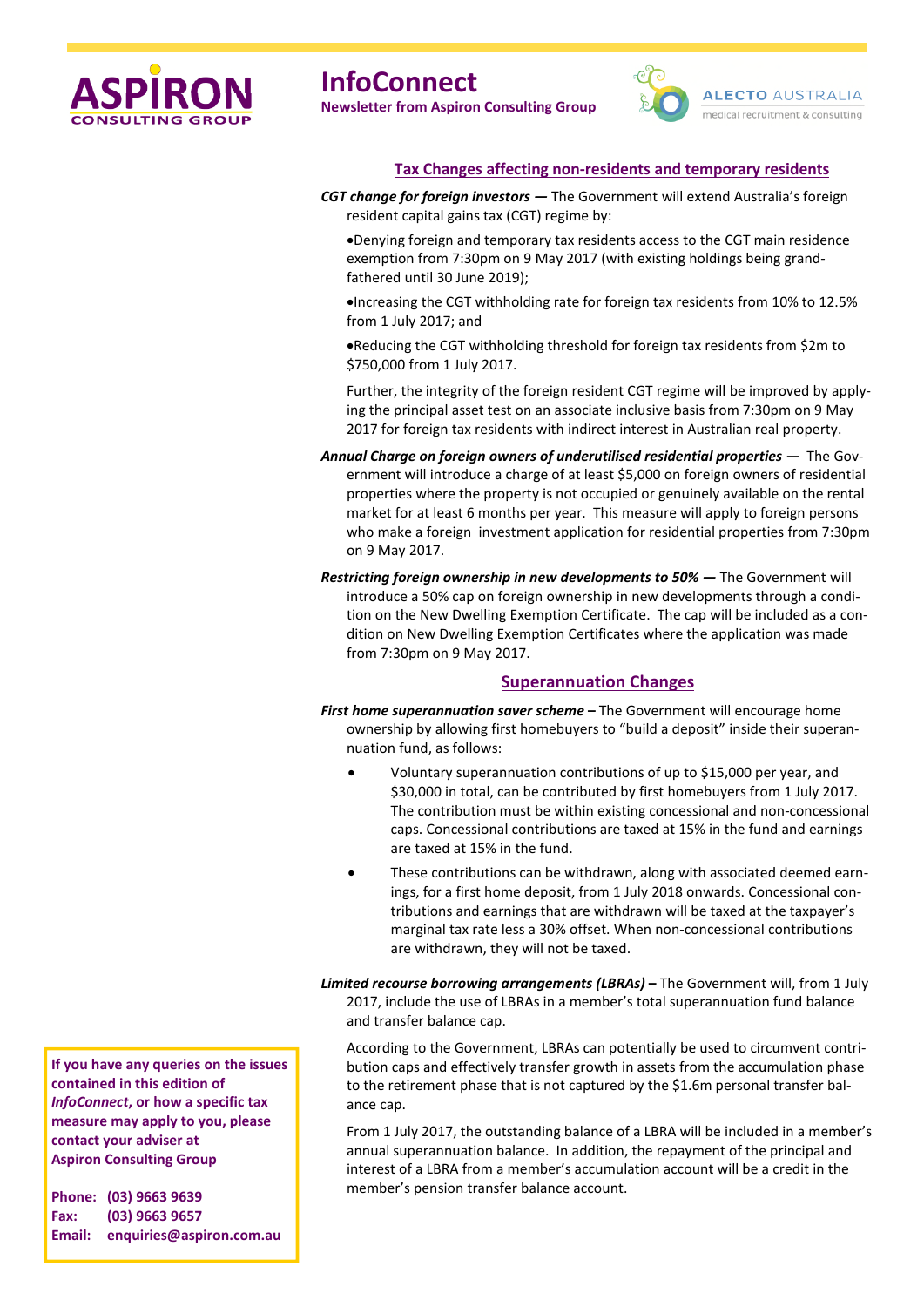## Tax Changes affecting non-residents and temporary residents

***CGT change for foreign investors —*** The Government will extend Australia's foreign resident capital gains tax (CGT) regime by:

- Denying foreign and temporary tax residents access to the CGT main residence exemption from 7:30pm on 9 May 2017 (with existing holdings being grand-fathered until 30 June 2019);
- Increasing the CGT withholding rate for foreign tax residents from 10% to 12.5% from 1 July 2017; and
- Reducing the CGT withholding threshold for foreign tax residents from $2m to $750,000 from 1 July 2017.

Further, the integrity of the foreign resident CGT regime will be improved by applying the principal asset test on an associate inclusive basis from 7:30pm on 9 May 2017 for foreign tax residents with indirect interest in Australian real property.

***Annual Charge on foreign owners of underutilised residential properties —*** The Government will introduce a charge of at least $5,000 on foreign owners of residential properties where the property is not occupied or genuinely available on the rental market for at least 6 months per year. This measure will apply to foreign persons who make a foreign investment application for residential properties from 7:30pm on 9 May 2017.

***Restricting foreign ownership in new developments to 50% —*** The Government will introduce a 50% cap on foreign ownership in new developments through a condition on the New Dwelling Exemption Certificate. The cap will be included as a condition on New Dwelling Exemption Certificates where the application was made from 7:30pm on 9 May 2017.

## Superannuation Changes

***First home superannuation saver scheme –*** The Government will encourage home ownership by allowing first homebuyers to "build a deposit" inside their superannuation fund, as follows:

- Voluntary superannuation contributions of up to $15,000 per year, and $30,000 in total, can be contributed by first homebuyers from 1 July 2017. The contribution must be within existing concessional and non-concessional caps. Concessional contributions are taxed at 15% in the fund and earnings are taxed at 15% in the fund.
- These contributions can be withdrawn, along with associated deemed earnings, for a first home deposit, from 1 July 2018 onwards. Concessional contributions and earnings that are withdrawn will be taxed at the taxpayer's marginal tax rate less a 30% offset. When non-concessional contributions are withdrawn, they will not be taxed.

***Limited recourse borrowing arrangements (LBRAs) –*** The Government will, from 1 July 2017, include the use of LBRAs in a member's total superannuation fund balance and transfer balance cap.

According to the Government, LBRAs can potentially be used to circumvent contribution caps and effectively transfer growth in assets from the accumulation phase to the retirement phase that is not captured by the $1.6m personal transfer balance cap.

From 1 July 2017, the outstanding balance of a LBRA will be included in a member's annual superannuation balance. In addition, the repayment of the principal and interest of a LBRA from a member's accumulation account will be a credit in the member's pension transfer balance account.

**If you have any queries on the issues contained in this edition of *InfoConnect*, or how a specific tax measure may apply to you, please contact your adviser at Aspiron Consulting Group**

**Phone: (03) 9663 9639**
**Fax: (03) 9663 9657**
**Email: enquiries@aspiron.com.au**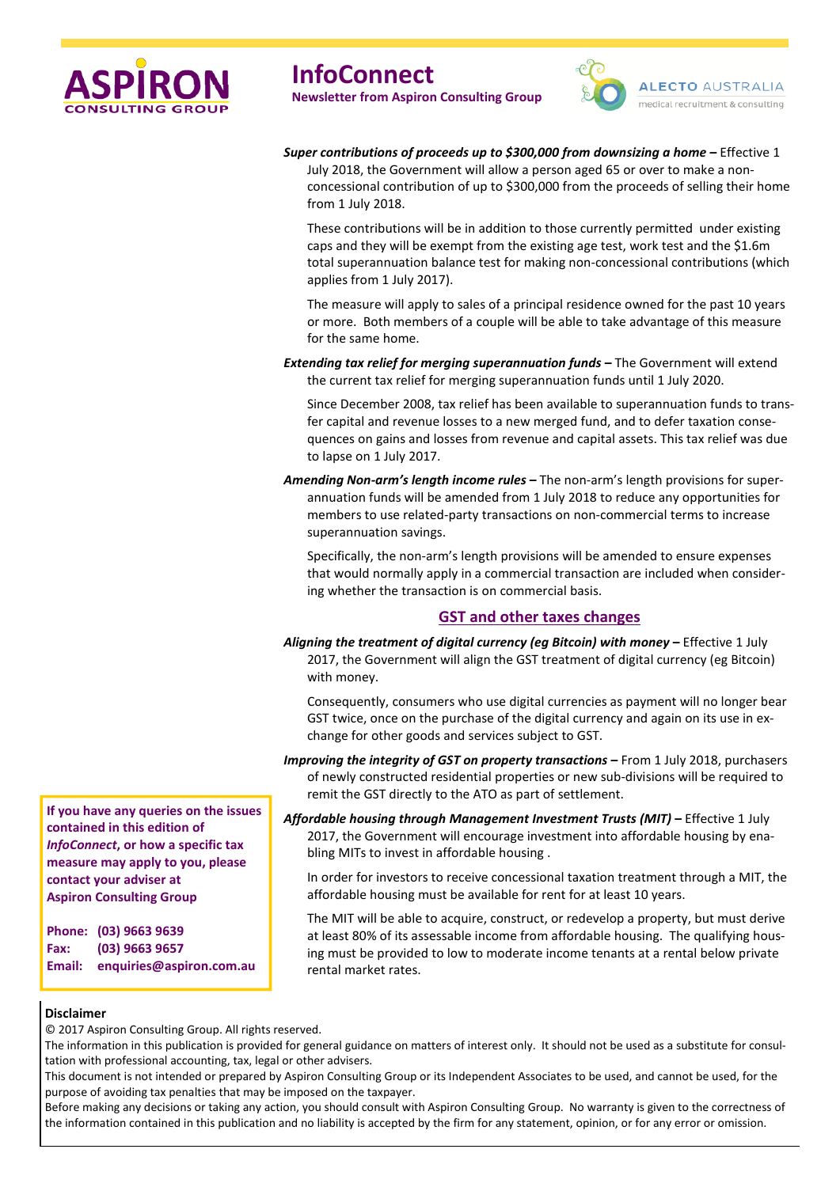***Super contributions of proceeds up to $300,000 from downsizing a home –*** Effective 1 July 2018, the Government will allow a person aged 65 or over to make a non-concessional contribution of up to $300,000 from the proceeds of selling their home from 1 July 2018.

These contributions will be in addition to those currently permitted under existing caps and they will be exempt from the existing age test, work test and the $1.6m total superannuation balance test for making non-concessional contributions (which applies from 1 July 2017).

The measure will apply to sales of a principal residence owned for the past 10 years or more. Both members of a couple will be able to take advantage of this measure for the same home.

***Extending tax relief for merging superannuation funds –*** The Government will extend the current tax relief for merging superannuation funds until 1 July 2020.

Since December 2008, tax relief has been available to superannuation funds to transfer capital and revenue losses to a new merged fund, and to defer taxation consequences on gains and losses from revenue and capital assets. This tax relief was due to lapse on 1 July 2017.

***Amending Non-arm's length income rules –*** The non-arm's length provisions for superannuation funds will be amended from 1 July 2018 to reduce any opportunities for members to use related-party transactions on non-commercial terms to increase superannuation savings.

Specifically, the non-arm's length provisions will be amended to ensure expenses that would normally apply in a commercial transaction are included when considering whether the transaction is on commercial basis.

## GST and other taxes changes

***Aligning the treatment of digital currency (eg Bitcoin) with money –*** Effective 1 July 2017, the Government will align the GST treatment of digital currency (eg Bitcoin) with money.

Consequently, consumers who use digital currencies as payment will no longer bear GST twice, once on the purchase of the digital currency and again on its use in exchange for other goods and services subject to GST.

***Improving the integrity of GST on property transactions –*** From 1 July 2018, purchasers of newly constructed residential properties or new sub-divisions will be required to remit the GST directly to the ATO as part of settlement.

***Affordable housing through Management Investment Trusts (MIT) –*** Effective 1 July 2017, the Government will encourage investment into affordable housing by enabling MITs to invest in affordable housing .

In order for investors to receive concessional taxation treatment through a MIT, the affordable housing must be available for rent for at least 10 years.

The MIT will be able to acquire, construct, or redevelop a property, but must derive at least 80% of its assessable income from affordable housing. The qualifying housing must be provided to low to moderate income tenants at a rental below private rental market rates.

**If you have any queries on the issues contained in this edition of *InfoConnect*, or how a specific tax measure may apply to you, please contact your adviser at Aspiron Consulting Group**

**Phone: (03) 9663 9639**
**Fax: (03) 9663 9657**
**Email: enquiries@aspiron.com.au**

**Disclaimer**

© 2017 Aspiron Consulting Group. All rights reserved.

The information in this publication is provided for general guidance on matters of interest only. It should not be used as a substitute for consultation with professional accounting, tax, legal or other advisers.

This document is not intended or prepared by Aspiron Consulting Group or its Independent Associates to be used, and cannot be used, for the purpose of avoiding tax penalties that may be imposed on the taxpayer.

Before making any decisions or taking any action, you should consult with Aspiron Consulting Group. No warranty is given to the correctness of the information contained in this publication and no liability is accepted by the firm for any statement, opinion, or for any error or omission.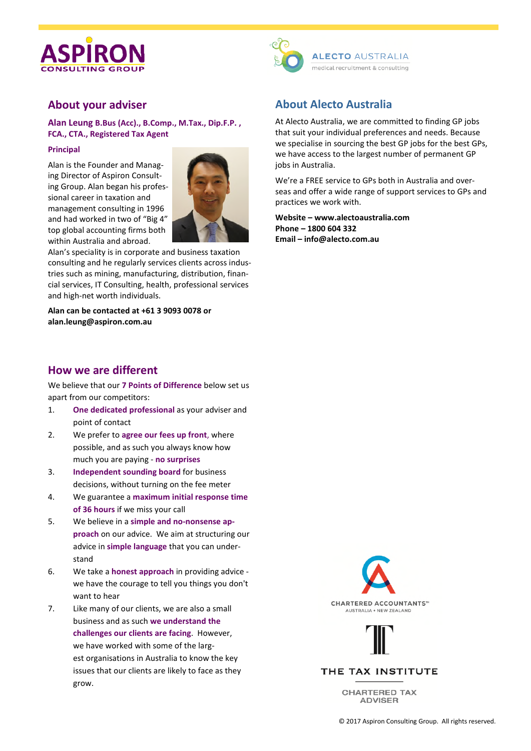ASPIRON CONSULTING GROUP

ALECTO AUSTRALIA
medical recruitment & consulting

## About your adviser

**Alan Leung B.Bus (Acc)., B.Comp., M.Tax., Dip.F.P. , FCA., CTA., Registered Tax Agent**

**Principal**

Alan is the Founder and Managing Director of Aspiron Consulting Group. Alan began his professional career in taxation and management consulting in 1996 and had worked in two of "Big 4" top global accounting firms both within Australia and abroad.

Alan's speciality is in corporate and business taxation consulting and he regularly services clients across industries such as mining, manufacturing, distribution, financial services, IT Consulting, health, professional services and high-net worth individuals.

**Alan can be contacted at +61 3 9093 0078 or alan.leung@aspiron.com.au**

## How we are different

We believe that our **7 Points of Difference** below set us apart from our competitors:

1. **One dedicated professional** as your adviser and point of contact
2. We prefer to **agree our fees up front**, where possible, and as such you always know how much you are paying - **no surprises**
3. **Independent sounding board** for business decisions, without turning on the fee meter
4. We guarantee a **maximum initial response time of 36 hours** if we miss your call
5. We believe in a **simple and no-nonsense approach** on our advice. We aim at structuring our advice in **simple language** that you can understand
6. We take a **honest approach** in providing advice - we have the courage to tell you things you don't want to hear
7. Like many of our clients, we are also a small business and as such **we understand the challenges our clients are facing**. However, we have worked with some of the largest organisations in Australia to know the key issues that our clients are likely to face as they grow.

## About Alecto Australia

At Alecto Australia, we are committed to finding GP jobs that suit your individual preferences and needs. Because we specialise in sourcing the best GP jobs for the best GPs, we have access to the largest number of permanent GP jobs in Australia.

We're a FREE service to GPs both in Australia and overseas and offer a wide range of support services to GPs and practices we work with.

**Website – www.alectoaustralia.com**
**Phone – 1800 604 332**
**Email – info@alecto.com.au**

CHARTERED ACCOUNTANTS™ AUSTRALIA + NEW ZEALAND

THE TAX INSTITUTE

CHARTERED TAX ADVISER

© 2017 Aspiron Consulting Group. All rights reserved.